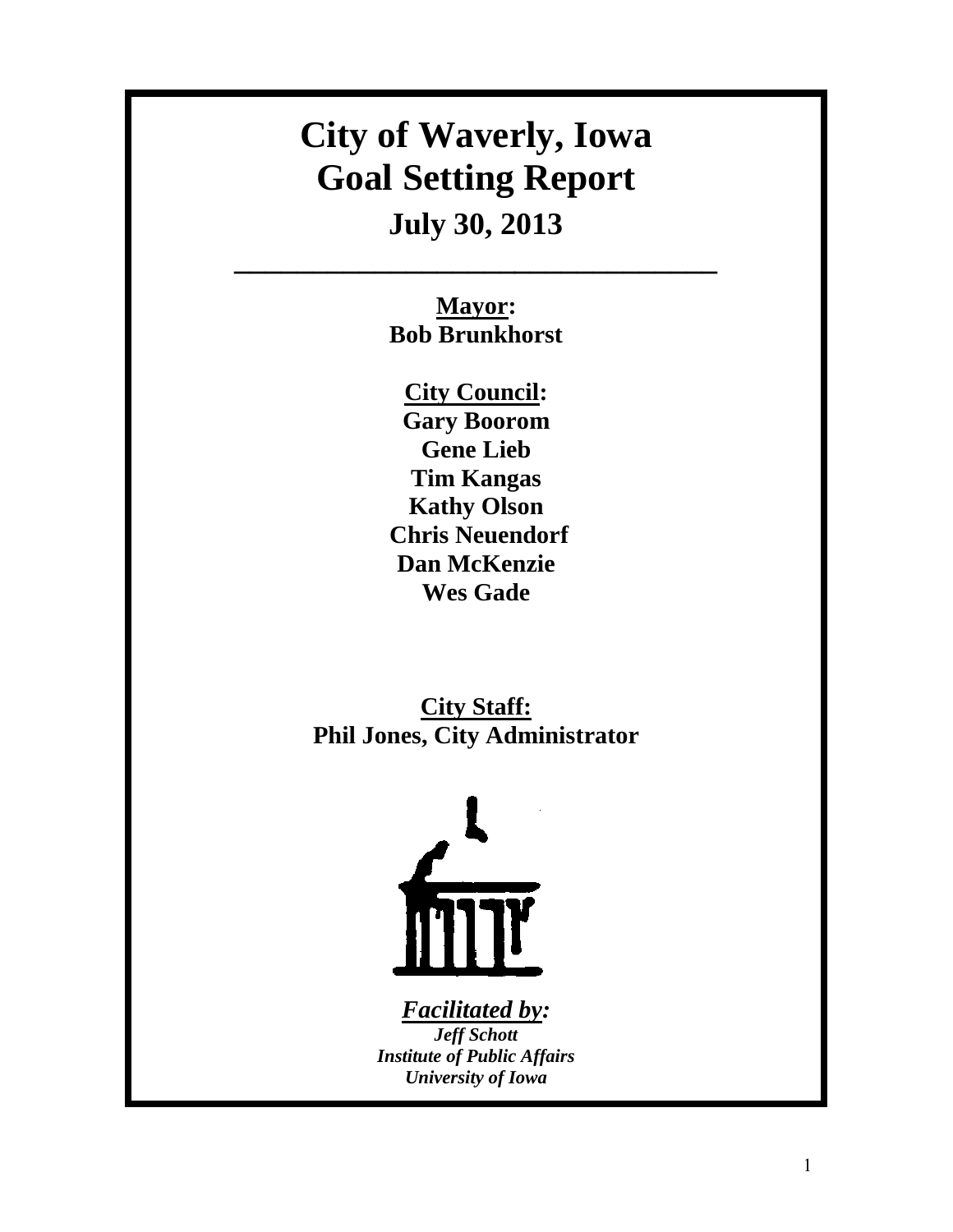# City of Waverly, Iowa
# Goal Setting Report

## July 30, 2013

---

**Mayor:**
**Bob Brunkhorst**

**City Council:**
**Gary Boorom**
**Gene Lieb**
**Tim Kangas**
**Kathy Olson**
**Chris Neuendorf**
**Dan McKenzie**
**Wes Gade**

**City Staff:**
**Phil Jones, City Administrator**

***Facilitated by:***
***Jeff Schott***
***Institute of Public Affairs***
***University of Iowa***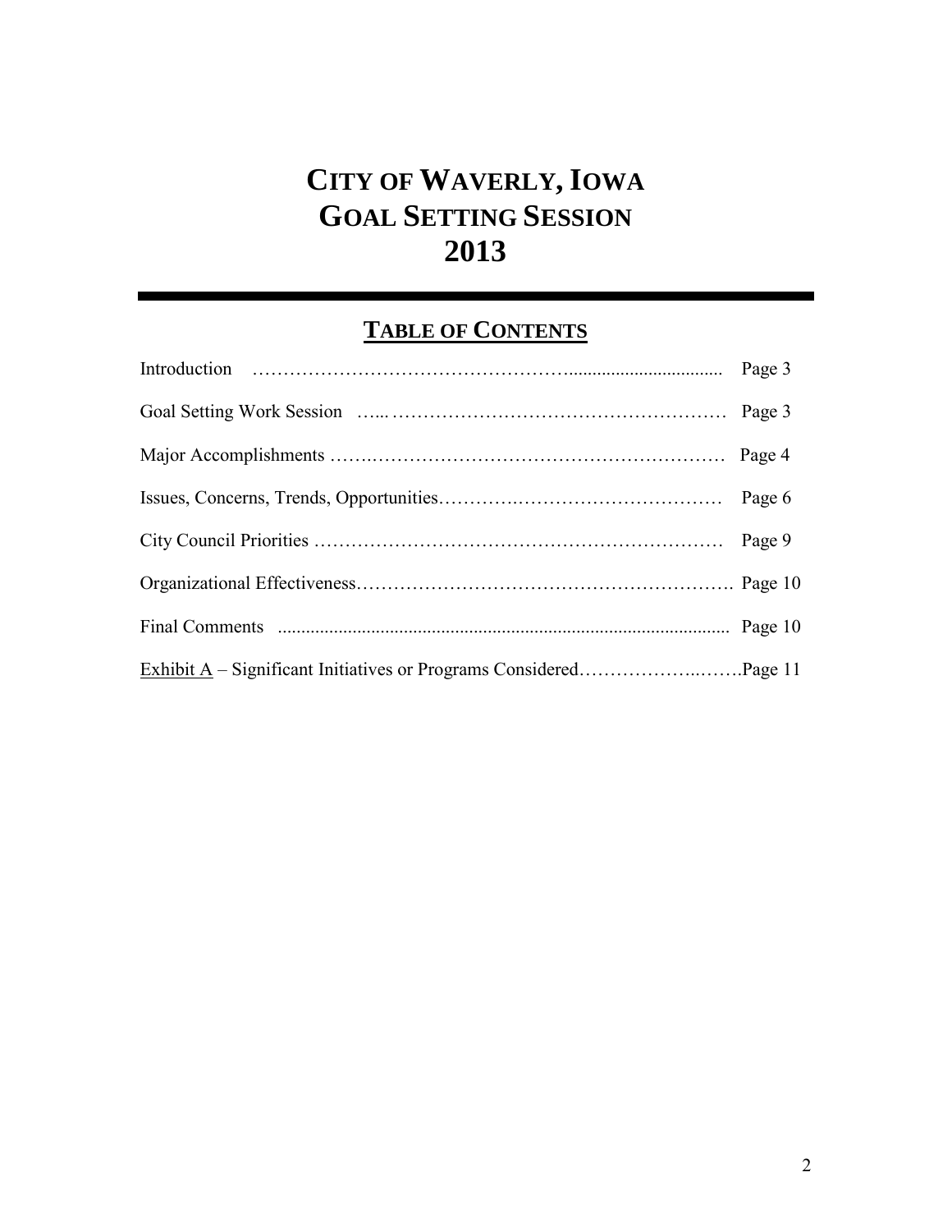# CITY OF WAVERLY, IOWA
# GOAL SETTING SESSION
# 2013

## TABLE OF CONTENTS

| | |
|---|---|
| Introduction | Page 3 |
| Goal Setting Work Session | Page 3 |
| Major Accomplishments | Page 4 |
| Issues, Concerns, Trends, Opportunities | Page 6 |
| City Council Priorities | Page 9 |
| Organizational Effectiveness | Page 10 |
| Final Comments | Page 10 |
| Exhibit A – Significant Initiatives or Programs Considered | Page 11 |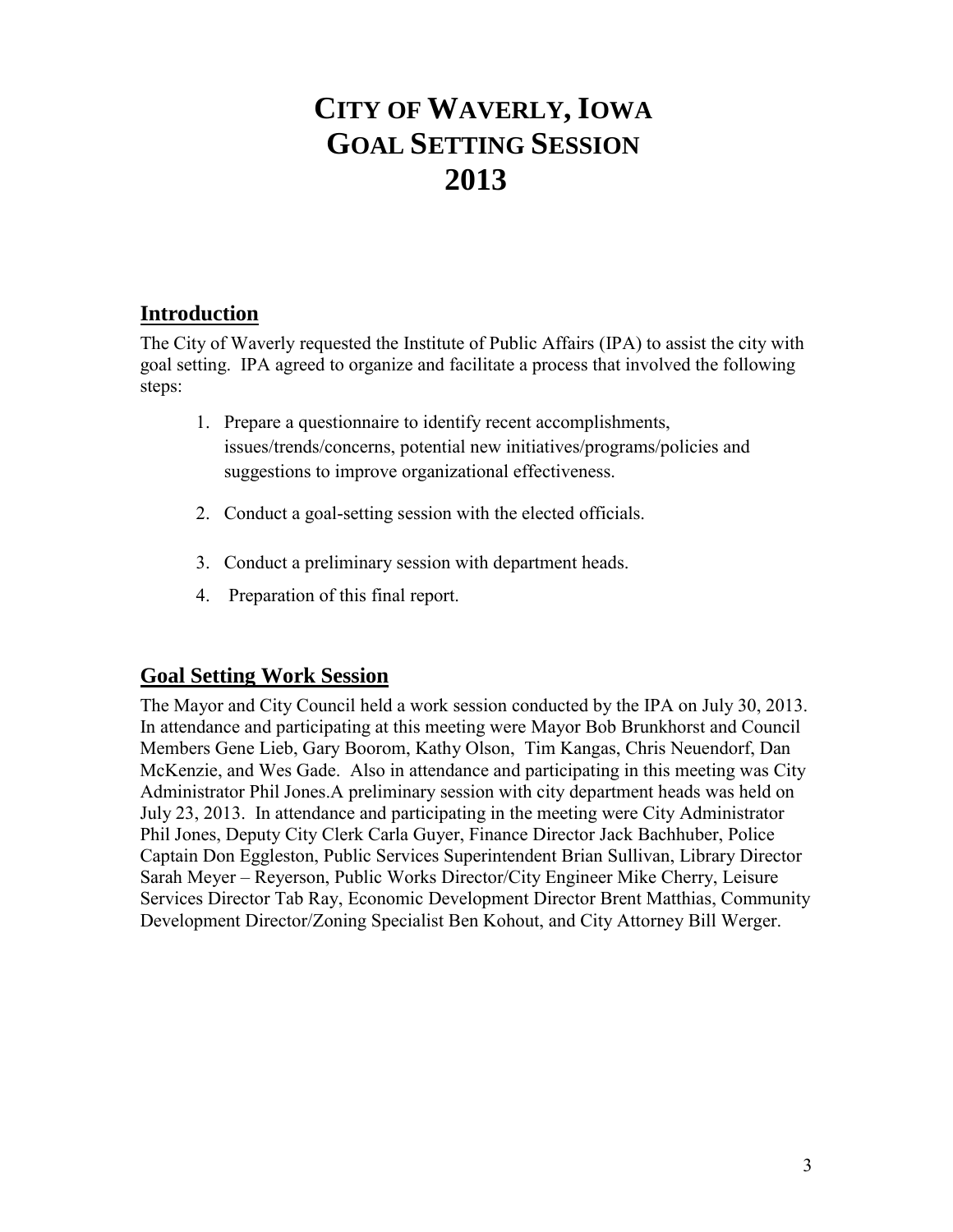# CITY OF WAVERLY, IOWA
# GOAL SETTING SESSION
# 2013

## Introduction

The City of Waverly requested the Institute of Public Affairs (IPA) to assist the city with goal setting. IPA agreed to organize and facilitate a process that involved the following steps:

1. Prepare a questionnaire to identify recent accomplishments, issues/trends/concerns, potential new initiatives/programs/policies and suggestions to improve organizational effectiveness.
2. Conduct a goal-setting session with the elected officials.
3. Conduct a preliminary session with department heads.
4. Preparation of this final report.

## Goal Setting Work Session

The Mayor and City Council held a work session conducted by the IPA on July 30, 2013. In attendance and participating at this meeting were Mayor Bob Brunkhorst and Council Members Gene Lieb, Gary Boorom, Kathy Olson, Tim Kangas, Chris Neuendorf, Dan McKenzie, and Wes Gade. Also in attendance and participating in this meeting was City Administrator Phil Jones.A preliminary session with city department heads was held on July 23, 2013. In attendance and participating in the meeting were City Administrator Phil Jones, Deputy City Clerk Carla Guyer, Finance Director Jack Bachhuber, Police Captain Don Eggleston, Public Services Superintendent Brian Sullivan, Library Director Sarah Meyer – Reyerson, Public Works Director/City Engineer Mike Cherry, Leisure Services Director Tab Ray, Economic Development Director Brent Matthias, Community Development Director/Zoning Specialist Ben Kohout, and City Attorney Bill Werger.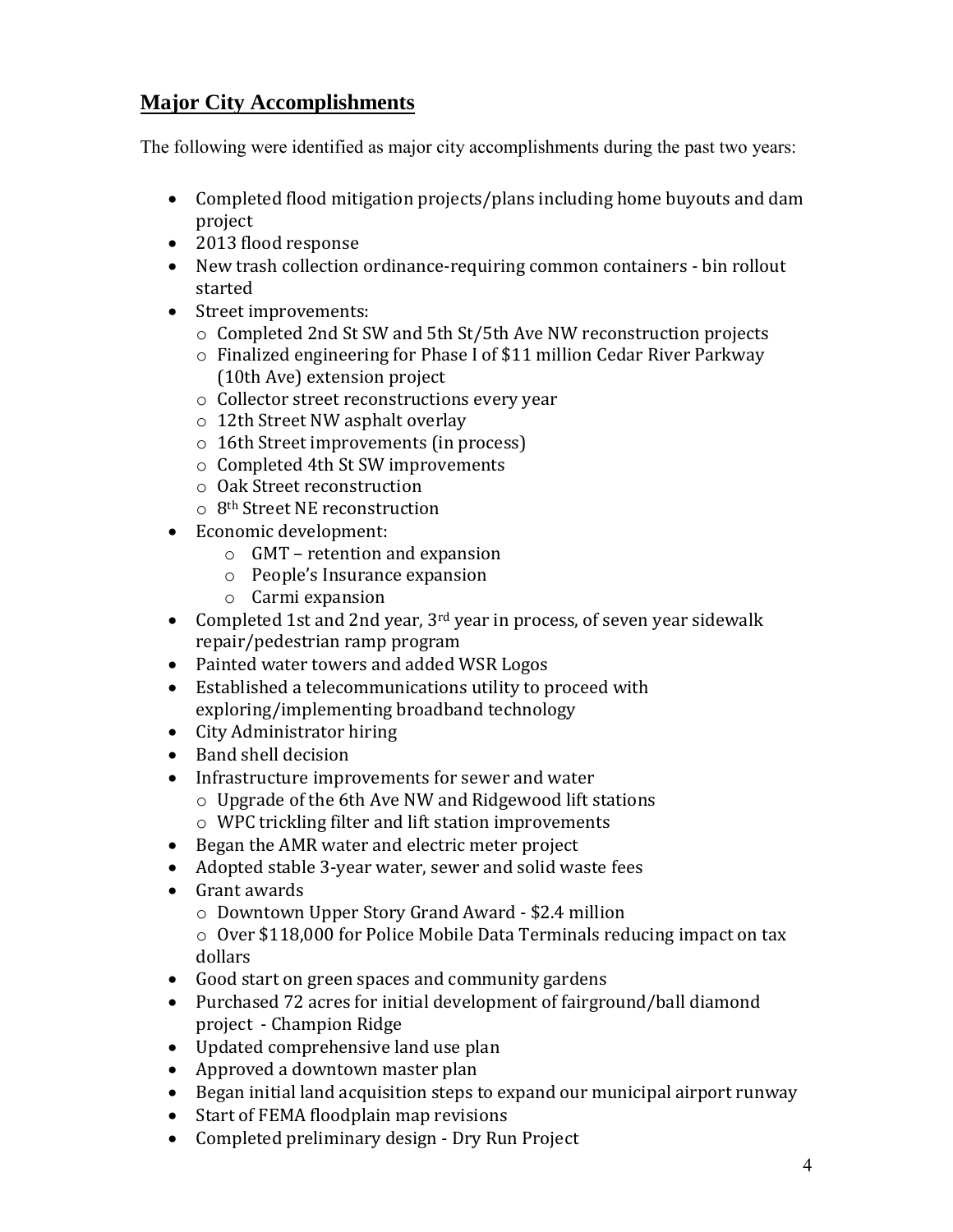## Major City Accomplishments

The following were identified as major city accomplishments during the past two years:

- Completed flood mitigation projects/plans including home buyouts and dam project
- 2013 flood response
- New trash collection ordinance-requiring common containers - bin rollout started
- Street improvements:
  - Completed 2nd St SW and 5th St/5th Ave NW reconstruction projects
  - Finalized engineering for Phase I of $11 million Cedar River Parkway (10th Ave) extension project
  - Collector street reconstructions every year
  - 12th Street NW asphalt overlay
  - 16th Street improvements (in process)
  - Completed 4th St SW improvements
  - Oak Street reconstruction
  - 8th Street NE reconstruction
- Economic development:
  - GMT – retention and expansion
  - People's Insurance expansion
  - Carmi expansion
- Completed 1st and 2nd year, 3rd year in process, of seven year sidewalk repair/pedestrian ramp program
- Painted water towers and added WSR Logos
- Established a telecommunications utility to proceed with exploring/implementing broadband technology
- City Administrator hiring
- Band shell decision
- Infrastructure improvements for sewer and water
  - Upgrade of the 6th Ave NW and Ridgewood lift stations
  - WPC trickling filter and lift station improvements
- Began the AMR water and electric meter project
- Adopted stable 3-year water, sewer and solid waste fees
- Grant awards
  - Downtown Upper Story Grand Award - $2.4 million
  - Over $118,000 for Police Mobile Data Terminals reducing impact on tax dollars
- Good start on green spaces and community gardens
- Purchased 72 acres for initial development of fairground/ball diamond project - Champion Ridge
- Updated comprehensive land use plan
- Approved a downtown master plan
- Began initial land acquisition steps to expand our municipal airport runway
- Start of FEMA floodplain map revisions
- Completed preliminary design - Dry Run Project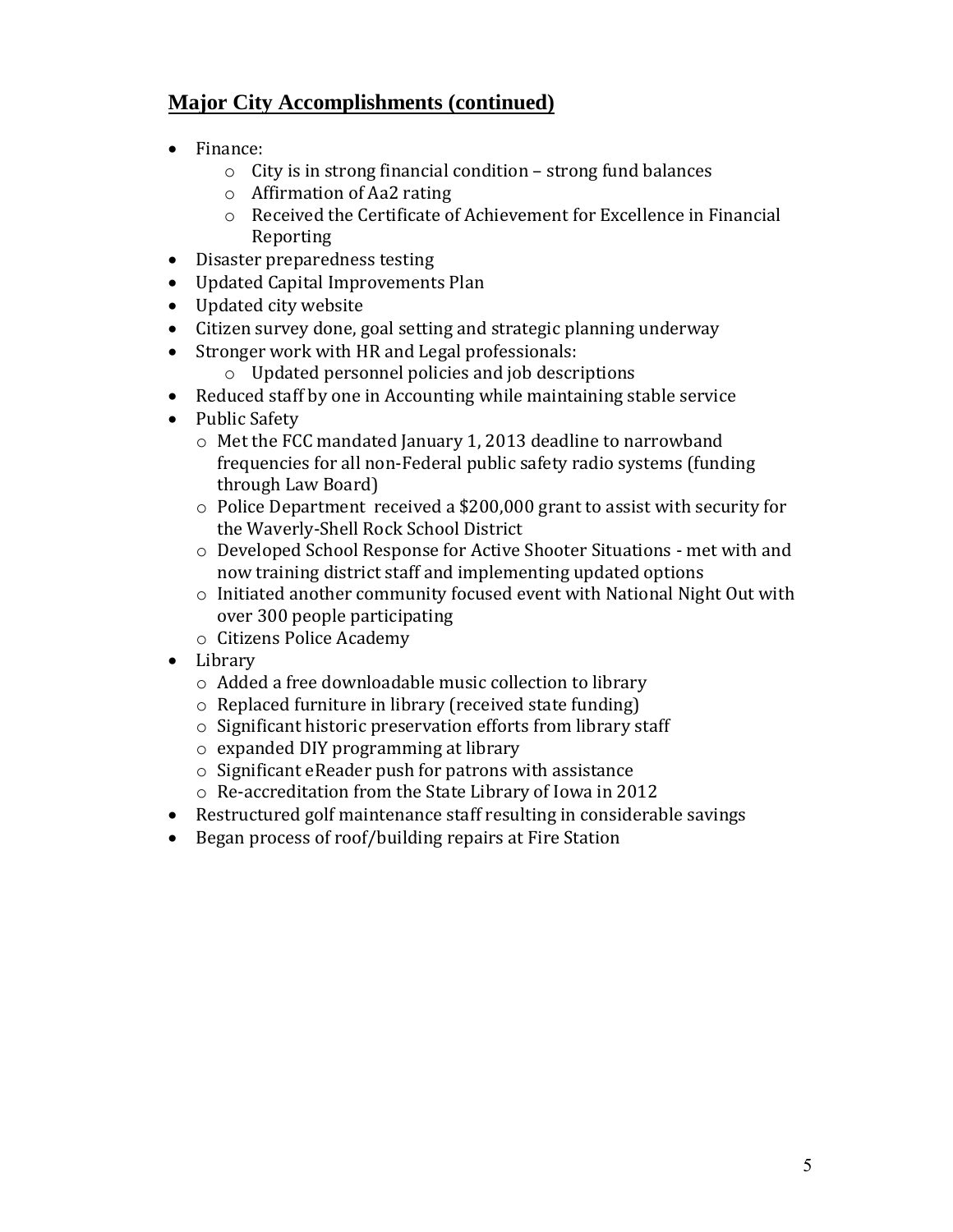## Major City Accomplishments (continued)

- Finance:
    - City is in strong financial condition – strong fund balances
    - Affirmation of Aa2 rating
    - Received the Certificate of Achievement for Excellence in Financial Reporting
- Disaster preparedness testing
- Updated Capital Improvements Plan
- Updated city website
- Citizen survey done, goal setting and strategic planning underway
- Stronger work with HR and Legal professionals:
    - Updated personnel policies and job descriptions
- Reduced staff by one in Accounting while maintaining stable service
- Public Safety
    - Met the FCC mandated January 1, 2013 deadline to narrowband frequencies for all non-Federal public safety radio systems (funding through Law Board)
    - Police Department received a $200,000 grant to assist with security for the Waverly-Shell Rock School District
    - Developed School Response for Active Shooter Situations - met with and now training district staff and implementing updated options
    - Initiated another community focused event with National Night Out with over 300 people participating
    - Citizens Police Academy
- Library
    - Added a free downloadable music collection to library
    - Replaced furniture in library (received state funding)
    - Significant historic preservation efforts from library staff
    - expanded DIY programming at library
    - Significant eReader push for patrons with assistance
    - Re-accreditation from the State Library of Iowa in 2012
- Restructured golf maintenance staff resulting in considerable savings
- Began process of roof/building repairs at Fire Station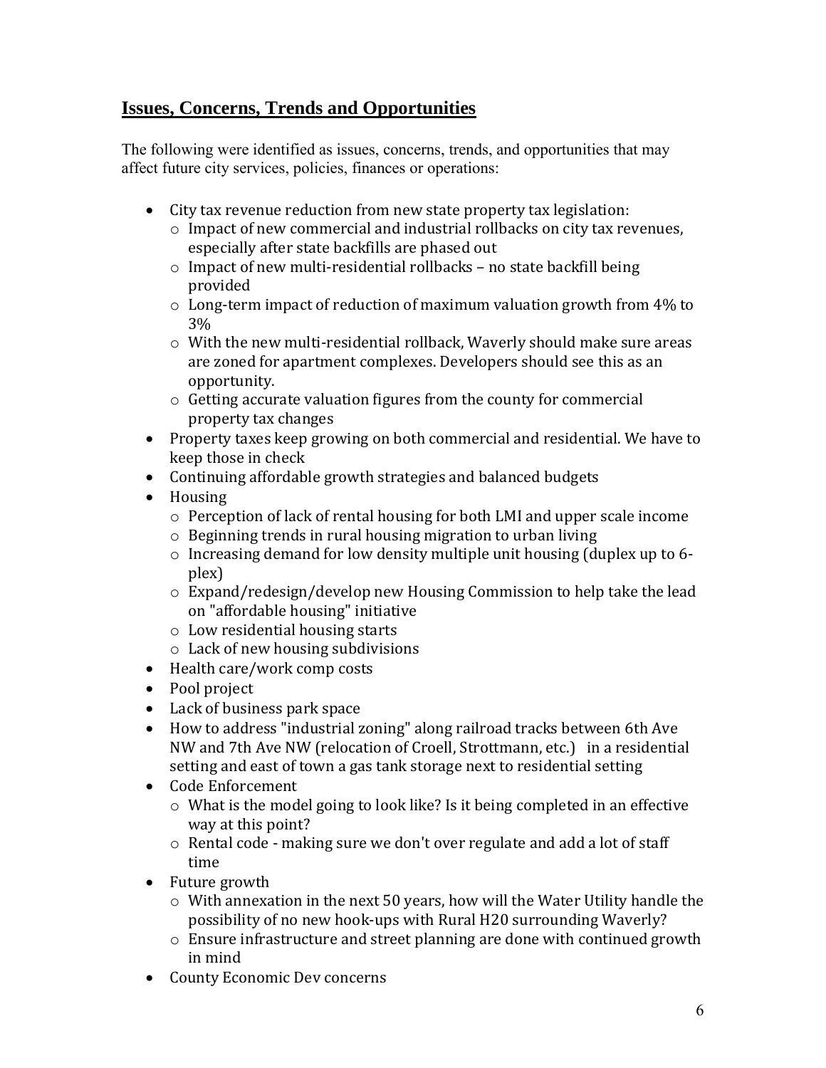## Issues, Concerns, Trends and Opportunities

The following were identified as issues, concerns, trends, and opportunities that may affect future city services, policies, finances or operations:

- City tax revenue reduction from new state property tax legislation:
  - Impact of new commercial and industrial rollbacks on city tax revenues, especially after state backfills are phased out
  - Impact of new multi-residential rollbacks – no state backfill being provided
  - Long-term impact of reduction of maximum valuation growth from 4% to 3%
  - With the new multi-residential rollback, Waverly should make sure areas are zoned for apartment complexes. Developers should see this as an opportunity.
  - Getting accurate valuation figures from the county for commercial property tax changes
- Property taxes keep growing on both commercial and residential. We have to keep those in check
- Continuing affordable growth strategies and balanced budgets
- Housing
  - Perception of lack of rental housing for both LMI and upper scale income
  - Beginning trends in rural housing migration to urban living
  - Increasing demand for low density multiple unit housing (duplex up to 6-plex)
  - Expand/redesign/develop new Housing Commission to help take the lead on "affordable housing" initiative
  - Low residential housing starts
  - Lack of new housing subdivisions
- Health care/work comp costs
- Pool project
- Lack of business park space
- How to address "industrial zoning" along railroad tracks between 6th Ave NW and 7th Ave NW (relocation of Croell, Strottmann, etc.) in a residential setting and east of town a gas tank storage next to residential setting
- Code Enforcement
  - What is the model going to look like? Is it being completed in an effective way at this point?
  - Rental code - making sure we don't over regulate and add a lot of staff time
- Future growth
  - With annexation in the next 50 years, how will the Water Utility handle the possibility of no new hook-ups with Rural H20 surrounding Waverly?
  - Ensure infrastructure and street planning are done with continued growth in mind
- County Economic Dev concerns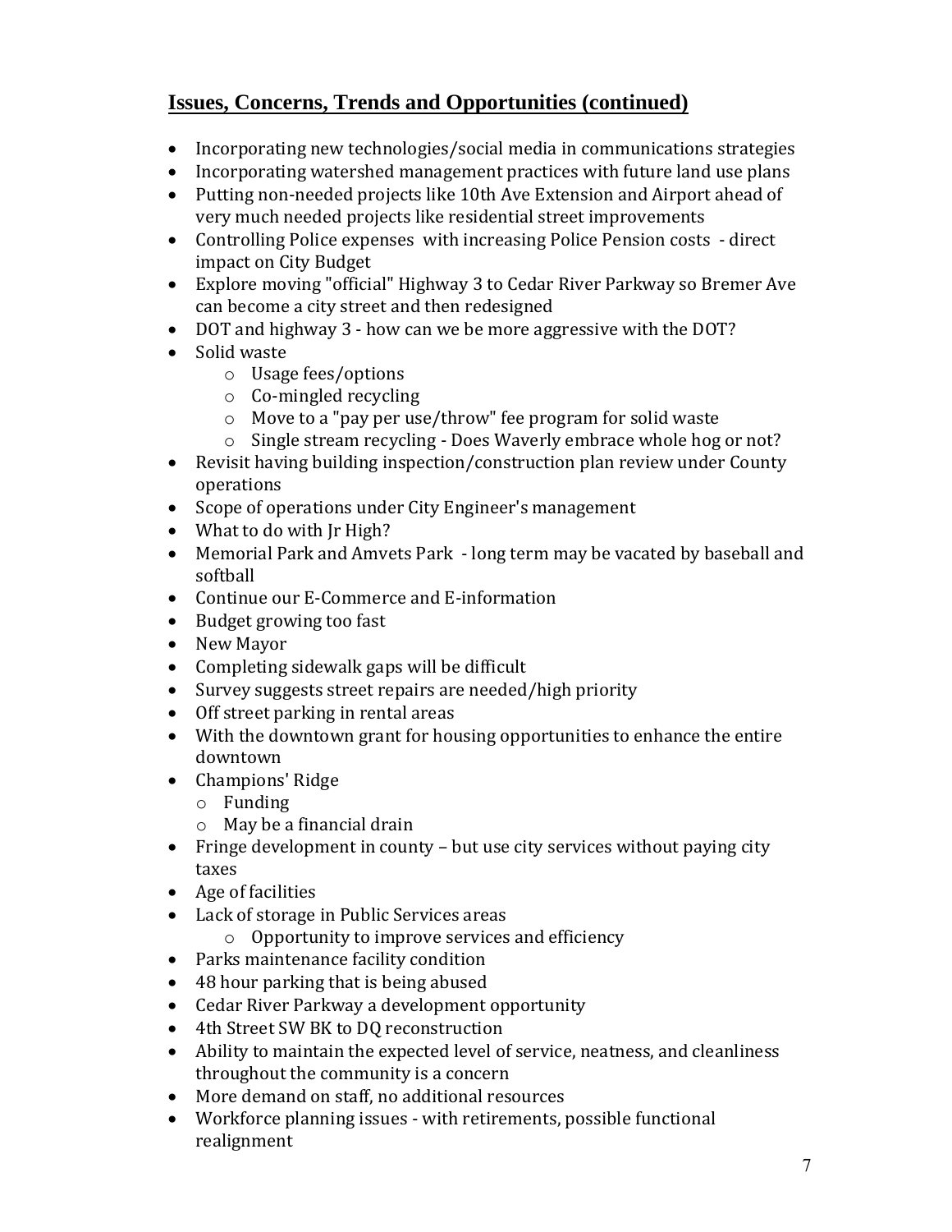## Issues, Concerns, Trends and Opportunities (continued)

- Incorporating new technologies/social media in communications strategies
- Incorporating watershed management practices with future land use plans
- Putting non-needed projects like 10th Ave Extension and Airport ahead of very much needed projects like residential street improvements
- Controlling Police expenses with increasing Police Pension costs - direct impact on City Budget
- Explore moving "official" Highway 3 to Cedar River Parkway so Bremer Ave can become a city street and then redesigned
- DOT and highway 3 - how can we be more aggressive with the DOT?
- Solid waste
  - Usage fees/options
  - Co-mingled recycling
  - Move to a "pay per use/throw" fee program for solid waste
  - Single stream recycling - Does Waverly embrace whole hog or not?
- Revisit having building inspection/construction plan review under County operations
- Scope of operations under City Engineer's management
- What to do with Jr High?
- Memorial Park and Amvets Park - long term may be vacated by baseball and softball
- Continue our E-Commerce and E-information
- Budget growing too fast
- New Mayor
- Completing sidewalk gaps will be difficult
- Survey suggests street repairs are needed/high priority
- Off street parking in rental areas
- With the downtown grant for housing opportunities to enhance the entire downtown
- Champions' Ridge
  - Funding
  - May be a financial drain
- Fringe development in county – but use city services without paying city taxes
- Age of facilities
- Lack of storage in Public Services areas
  - Opportunity to improve services and efficiency
- Parks maintenance facility condition
- 48 hour parking that is being abused
- Cedar River Parkway a development opportunity
- 4th Street SW BK to DQ reconstruction
- Ability to maintain the expected level of service, neatness, and cleanliness throughout the community is a concern
- More demand on staff, no additional resources
- Workforce planning issues - with retirements, possible functional realignment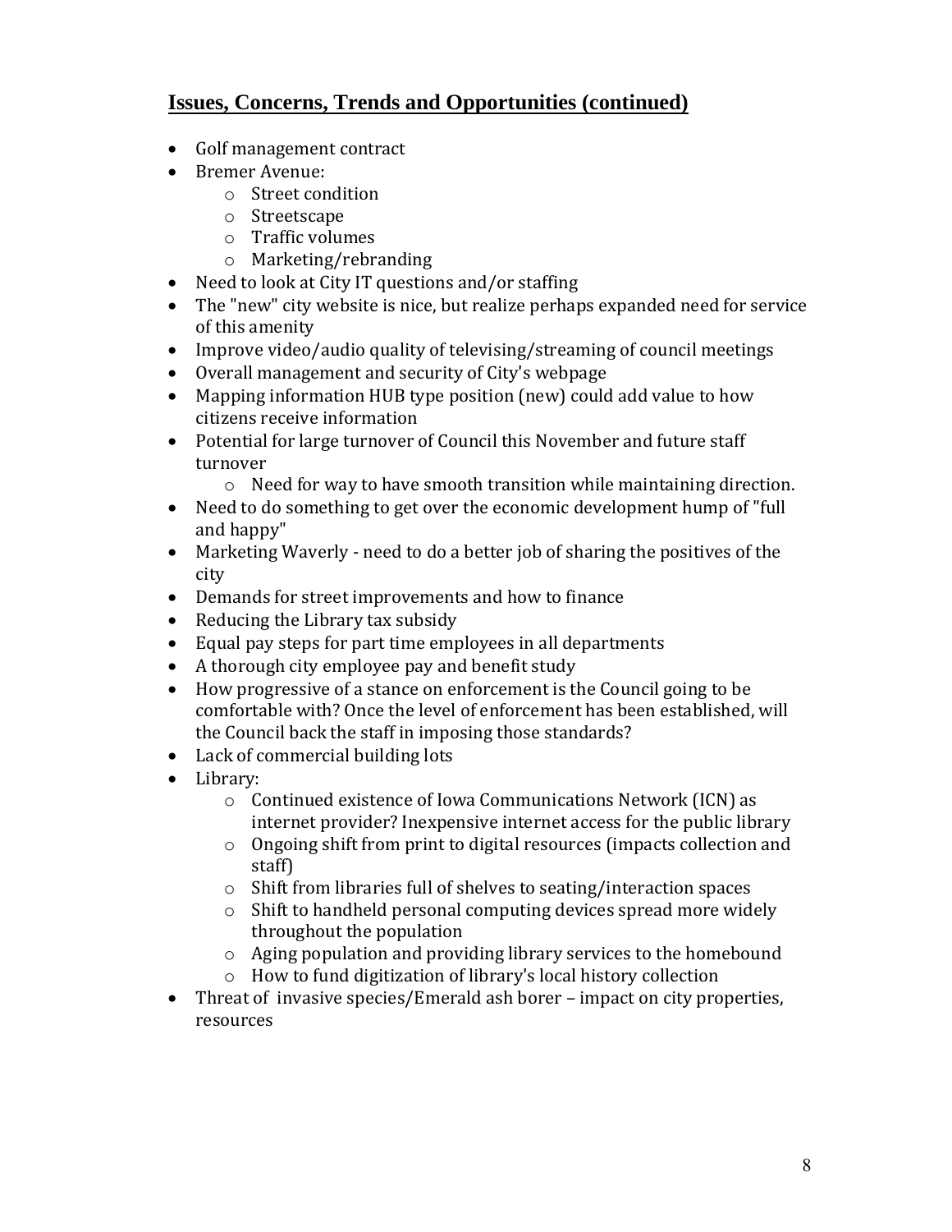## Issues, Concerns, Trends and Opportunities (continued)

- Golf management contract
- Bremer Avenue:
  - Street condition
  - Streetscape
  - Traffic volumes
  - Marketing/rebranding
- Need to look at City IT questions and/or staffing
- The "new" city website is nice, but realize perhaps expanded need for service of this amenity
- Improve video/audio quality of televising/streaming of council meetings
- Overall management and security of City's webpage
- Mapping information HUB type position (new) could add value to how citizens receive information
- Potential for large turnover of Council this November and future staff turnover
  - Need for way to have smooth transition while maintaining direction.
- Need to do something to get over the economic development hump of "full and happy"
- Marketing Waverly - need to do a better job of sharing the positives of the city
- Demands for street improvements and how to finance
- Reducing the Library tax subsidy
- Equal pay steps for part time employees in all departments
- A thorough city employee pay and benefit study
- How progressive of a stance on enforcement is the Council going to be comfortable with? Once the level of enforcement has been established, will the Council back the staff in imposing those standards?
- Lack of commercial building lots
- Library:
  - Continued existence of Iowa Communications Network (ICN) as internet provider? Inexpensive internet access for the public library
  - Ongoing shift from print to digital resources (impacts collection and staff)
  - Shift from libraries full of shelves to seating/interaction spaces
  - Shift to handheld personal computing devices spread more widely throughout the population
  - Aging population and providing library services to the homebound
  - How to fund digitization of library's local history collection
- Threat of invasive species/Emerald ash borer – impact on city properties, resources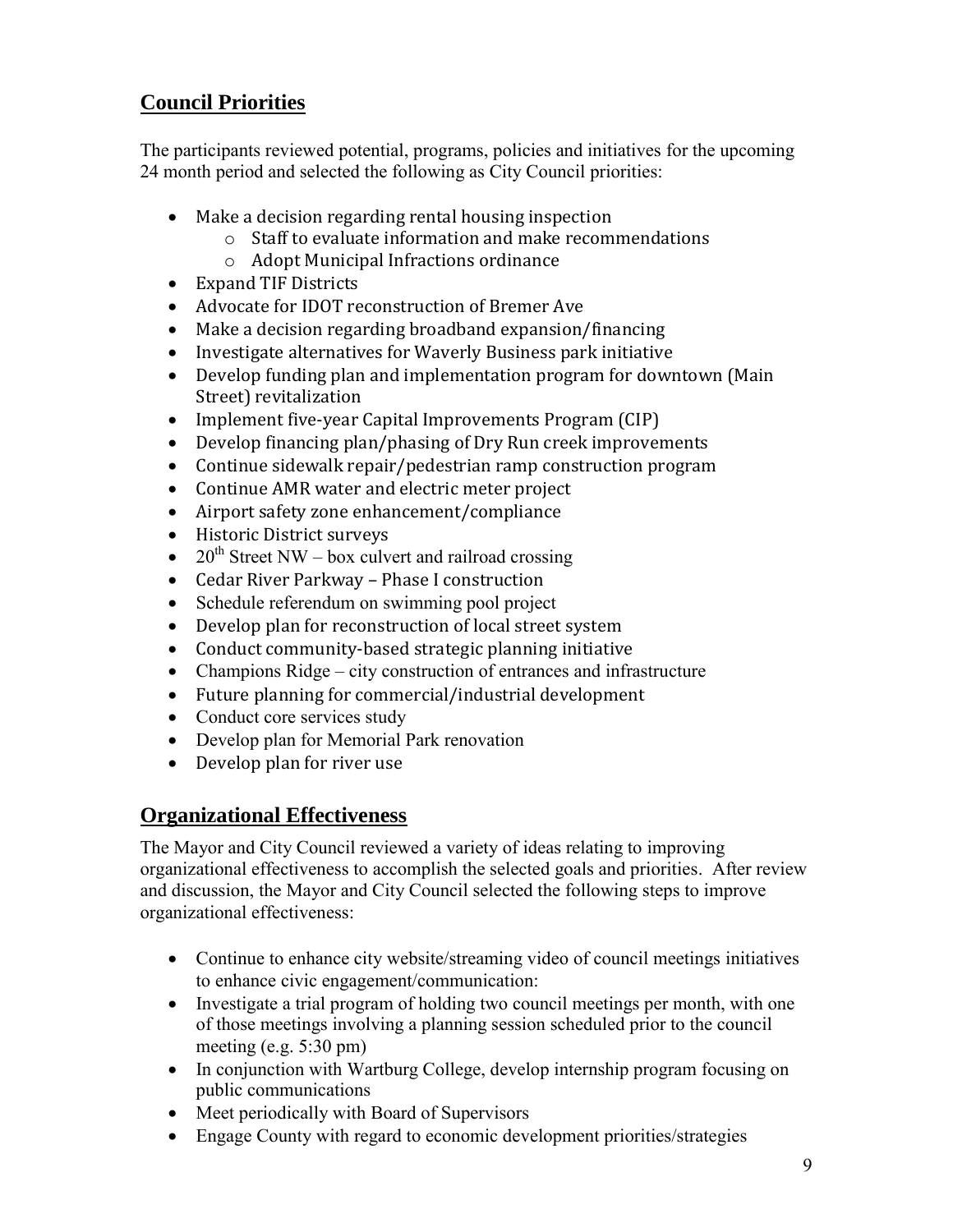## Council Priorities

The participants reviewed potential, programs, policies and initiatives for the upcoming 24 month period and selected the following as City Council priorities:

- Make a decision regarding rental housing inspection
  - Staff to evaluate information and make recommendations
  - Adopt Municipal Infractions ordinance
- Expand TIF Districts
- Advocate for IDOT reconstruction of Bremer Ave
- Make a decision regarding broadband expansion/financing
- Investigate alternatives for Waverly Business park initiative
- Develop funding plan and implementation program for downtown (Main Street) revitalization
- Implement five-year Capital Improvements Program (CIP)
- Develop financing plan/phasing of Dry Run creek improvements
- Continue sidewalk repair/pedestrian ramp construction program
- Continue AMR water and electric meter project
- Airport safety zone enhancement/compliance
- Historic District surveys
- 20th Street NW – box culvert and railroad crossing
- Cedar River Parkway – Phase I construction
- Schedule referendum on swimming pool project
- Develop plan for reconstruction of local street system
- Conduct community-based strategic planning initiative
- Champions Ridge – city construction of entrances and infrastructure
- Future planning for commercial/industrial development
- Conduct core services study
- Develop plan for Memorial Park renovation
- Develop plan for river use

## Organizational Effectiveness

The Mayor and City Council reviewed a variety of ideas relating to improving organizational effectiveness to accomplish the selected goals and priorities. After review and discussion, the Mayor and City Council selected the following steps to improve organizational effectiveness:

- Continue to enhance city website/streaming video of council meetings initiatives to enhance civic engagement/communication:
- Investigate a trial program of holding two council meetings per month, with one of those meetings involving a planning session scheduled prior to the council meeting (e.g. 5:30 pm)
- In conjunction with Wartburg College, develop internship program focusing on public communications
- Meet periodically with Board of Supervisors
- Engage County with regard to economic development priorities/strategies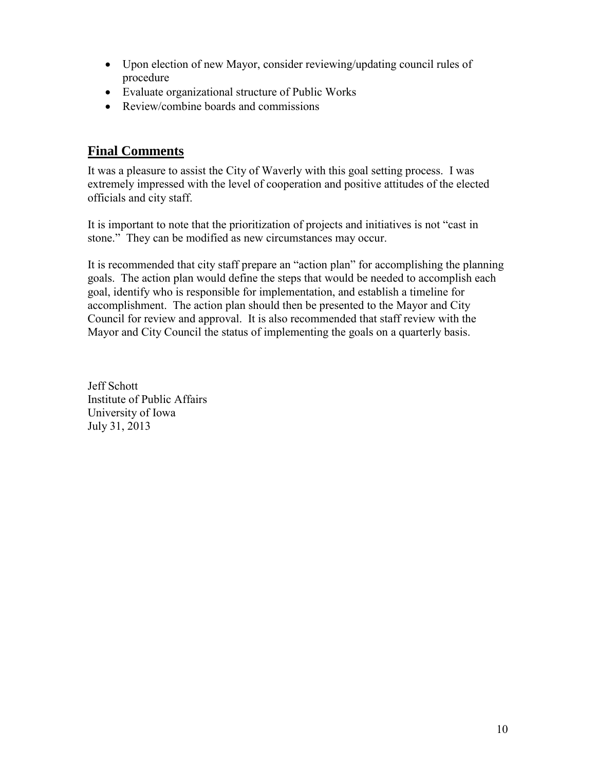- Upon election of new Mayor, consider reviewing/updating council rules of procedure
- Evaluate organizational structure of Public Works
- Review/combine boards and commissions

## Final Comments

It was a pleasure to assist the City of Waverly with this goal setting process. I was extremely impressed with the level of cooperation and positive attitudes of the elected officials and city staff.

It is important to note that the prioritization of projects and initiatives is not "cast in stone." They can be modified as new circumstances may occur.

It is recommended that city staff prepare an "action plan" for accomplishing the planning goals. The action plan would define the steps that would be needed to accomplish each goal, identify who is responsible for implementation, and establish a timeline for accomplishment. The action plan should then be presented to the Mayor and City Council for review and approval. It is also recommended that staff review with the Mayor and City Council the status of implementing the goals on a quarterly basis.

Jeff Schott
Institute of Public Affairs
University of Iowa
July 31, 2013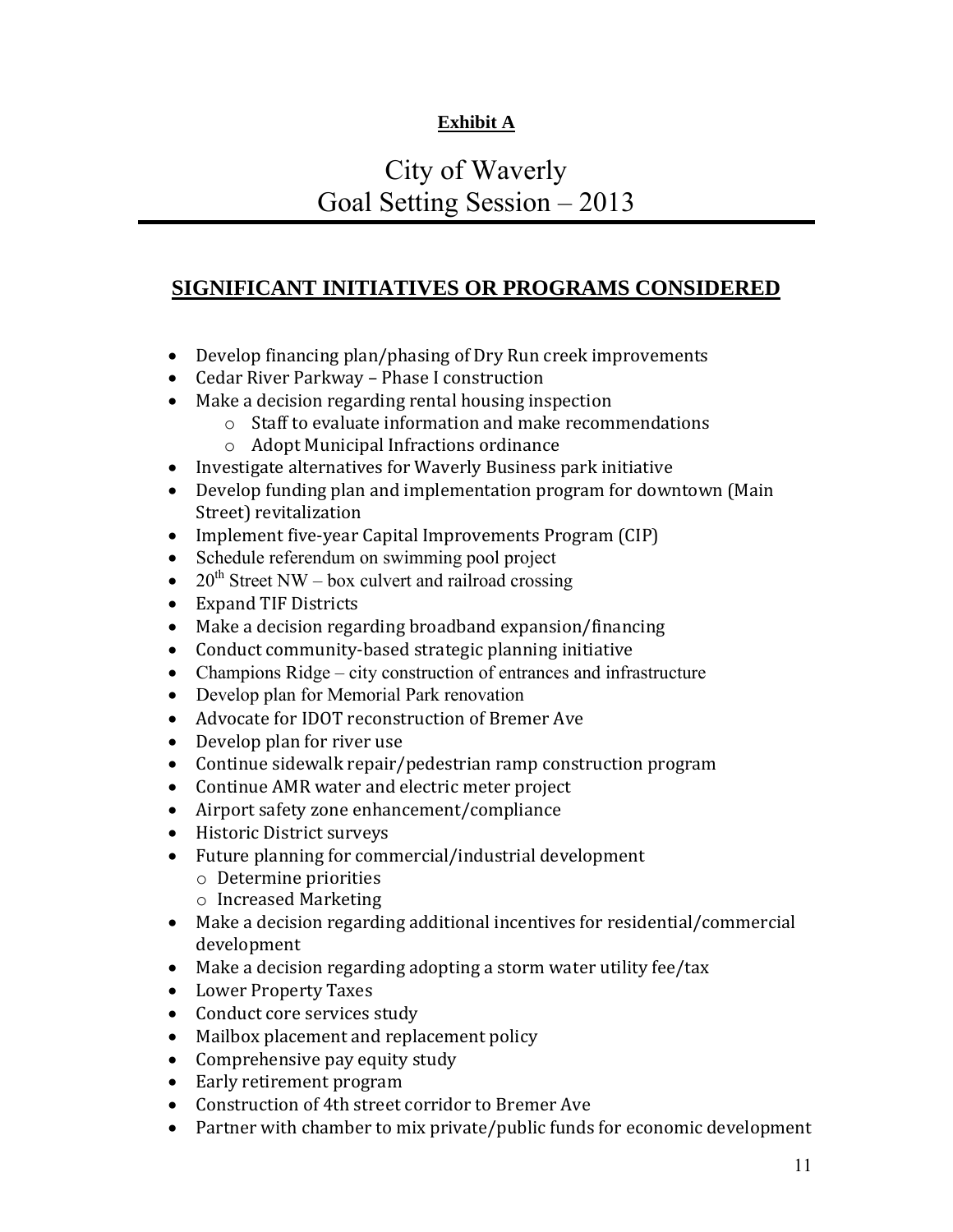**Exhibit A**

# City of Waverly
# Goal Setting Session – 2013

## SIGNIFICANT INITIATIVES OR PROGRAMS CONSIDERED

- Develop financing plan/phasing of Dry Run creek improvements
- Cedar River Parkway – Phase I construction
- Make a decision regarding rental housing inspection
  - Staff to evaluate information and make recommendations
  - Adopt Municipal Infractions ordinance
- Investigate alternatives for Waverly Business park initiative
- Develop funding plan and implementation program for downtown (Main Street) revitalization
- Implement five-year Capital Improvements Program (CIP)
- Schedule referendum on swimming pool project
- 20th Street NW – box culvert and railroad crossing
- Expand TIF Districts
- Make a decision regarding broadband expansion/financing
- Conduct community-based strategic planning initiative
- Champions Ridge – city construction of entrances and infrastructure
- Develop plan for Memorial Park renovation
- Advocate for IDOT reconstruction of Bremer Ave
- Develop plan for river use
- Continue sidewalk repair/pedestrian ramp construction program
- Continue AMR water and electric meter project
- Airport safety zone enhancement/compliance
- Historic District surveys
- Future planning for commercial/industrial development
  - Determine priorities
  - Increased Marketing
- Make a decision regarding additional incentives for residential/commercial development
- Make a decision regarding adopting a storm water utility fee/tax
- Lower Property Taxes
- Conduct core services study
- Mailbox placement and replacement policy
- Comprehensive pay equity study
- Early retirement program
- Construction of 4th street corridor to Bremer Ave
- Partner with chamber to mix private/public funds for economic development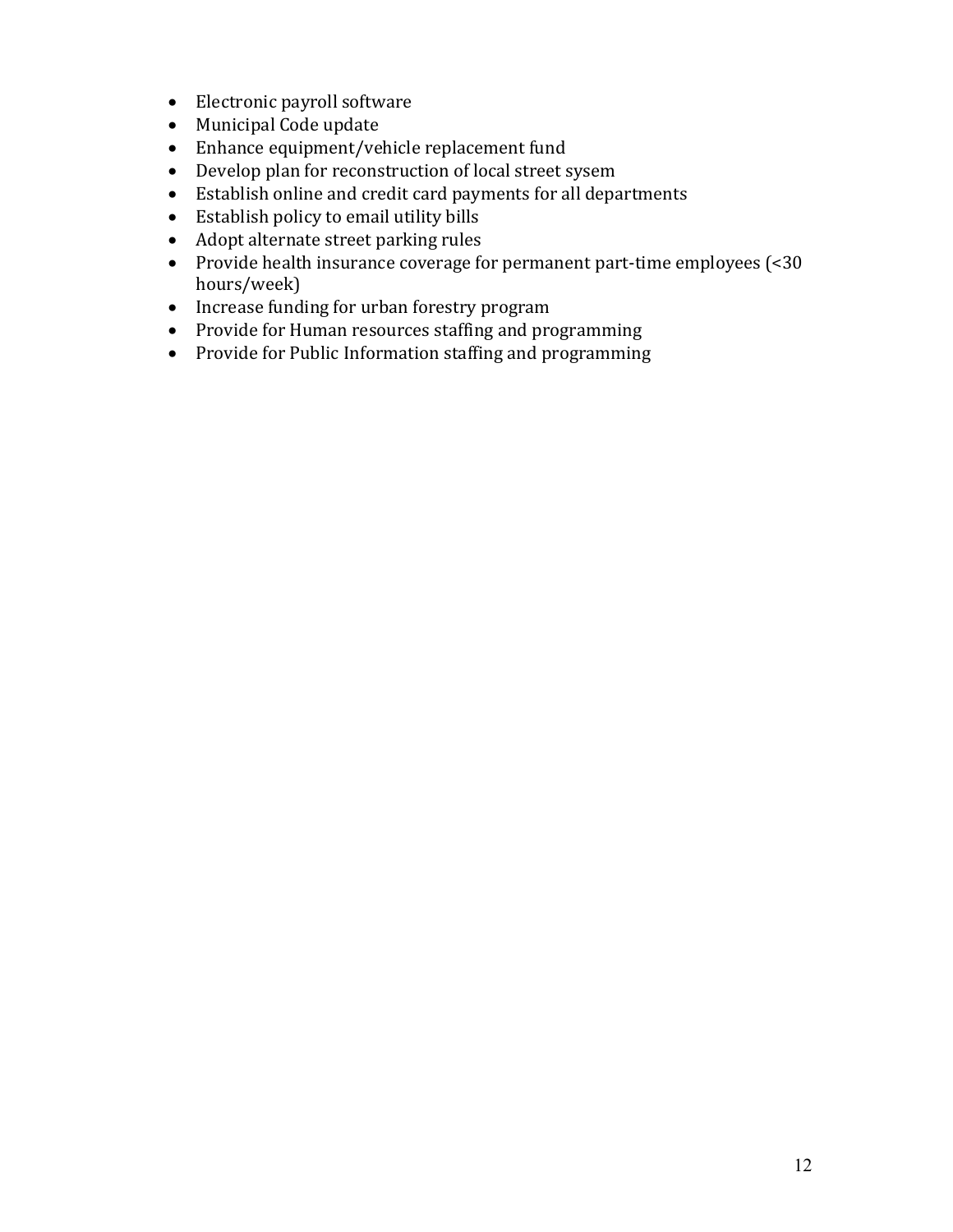- Electronic payroll software
- Municipal Code update
- Enhance equipment/vehicle replacement fund
- Develop plan for reconstruction of local street sysem
- Establish online and credit card payments for all departments
- Establish policy to email utility bills
- Adopt alternate street parking rules
- Provide health insurance coverage for permanent part-time employees (<30 hours/week)
- Increase funding for urban forestry program
- Provide for Human resources staffing and programming
- Provide for Public Information staffing and programming